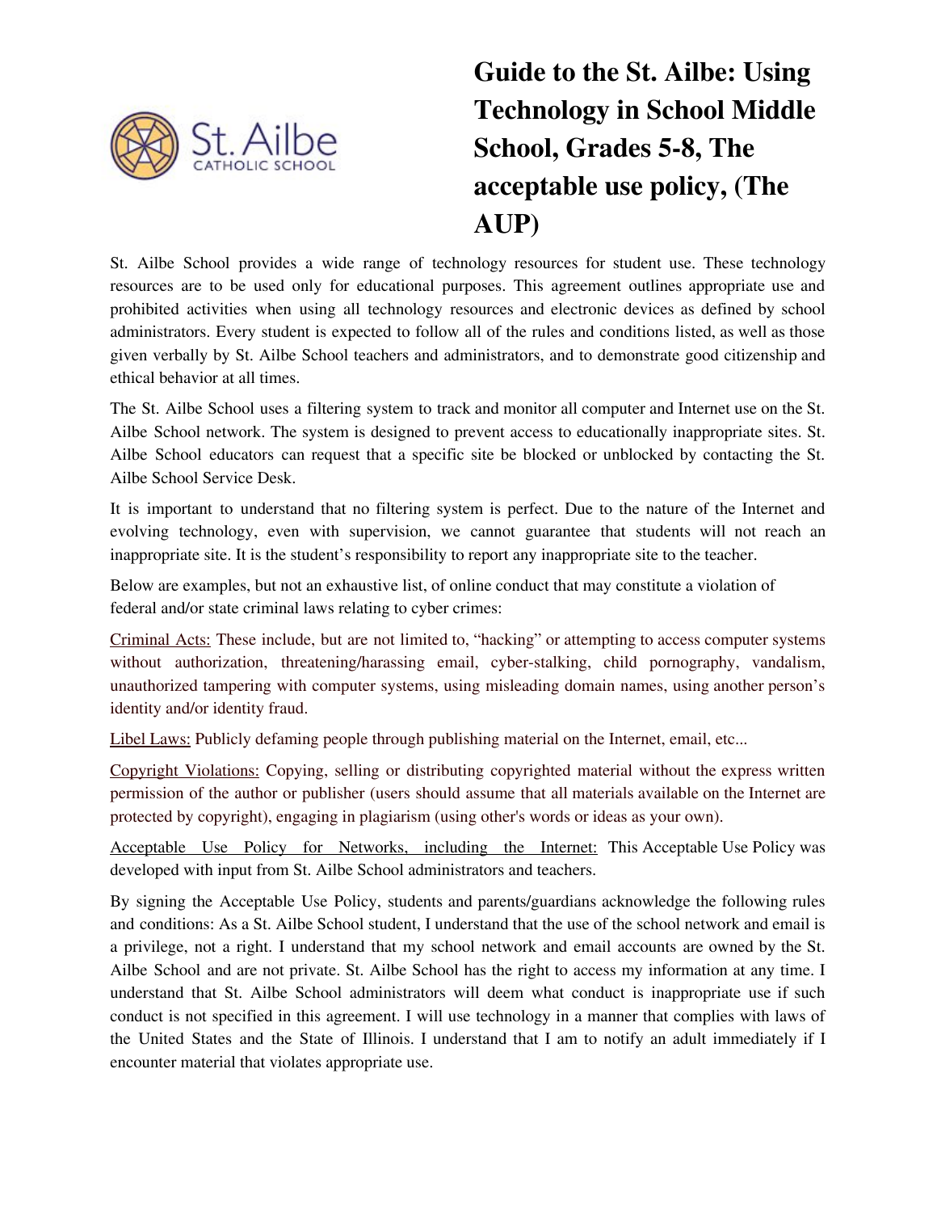# Guide to the St. Ailbe: Using Technology in School Middle School, Grades 5-8, The acceptable use policy, (The AUP)

St. Ailbe School provides a wide range of technology resources for student use. These technology resources are to be used only for educational purposes. This agreement outlines appropriate use and prohibited activities when using all technology resources and electronic devices as defined by school administrators. Every student is expected to follow all of the rules and conditions listed, as well as those given verbally by St. Ailbe School teachers and administrators, and to demonstrate good citizenship and ethical behavior at all times.

The St. Ailbe School uses a filtering system to track and monitor all computer and Internet use on the St. Ailbe School network. The system is designed to prevent access to educationally inappropriate sites. St. Ailbe School educators can request that a specific site be blocked or unblocked by contacting the St. Ailbe School Service Desk.

It is important to understand that no filtering system is perfect. Due to the nature of the Internet and evolving technology, even with supervision, we cannot guarantee that students will not reach an inappropriate site. It is the student's responsibility to report any inappropriate site to the teacher.

Below are examples, but not an exhaustive list, of online conduct that may constitute a violation of federal and/or state criminal laws relating to cyber crimes:

Criminal Acts: These include, but are not limited to, "hacking" or attempting to access computer systems without authorization, threatening/harassing email, cyber-stalking, child pornography, vandalism, unauthorized tampering with computer systems, using misleading domain names, using another person's identity and/or identity fraud.

Libel Laws: Publicly defaming people through publishing material on the Internet, email, etc...

Copyright Violations: Copying, selling or distributing copyrighted material without the express written permission of the author or publisher (users should assume that all materials available on the Internet are protected by copyright), engaging in plagiarism (using other's words or ideas as your own).

Acceptable Use Policy for Networks, including the Internet: This Acceptable Use Policy was developed with input from St. Ailbe School administrators and teachers.

By signing the Acceptable Use Policy, students and parents/guardians acknowledge the following rules and conditions: As a St. Ailbe School student, I understand that the use of the school network and email is a privilege, not a right. I understand that my school network and email accounts are owned by the St. Ailbe School and are not private. St. Ailbe School has the right to access my information at any time. I understand that St. Ailbe School administrators will deem what conduct is inappropriate use if such conduct is not specified in this agreement. I will use technology in a manner that complies with laws of the United States and the State of Illinois. I understand that I am to notify an adult immediately if I encounter material that violates appropriate use.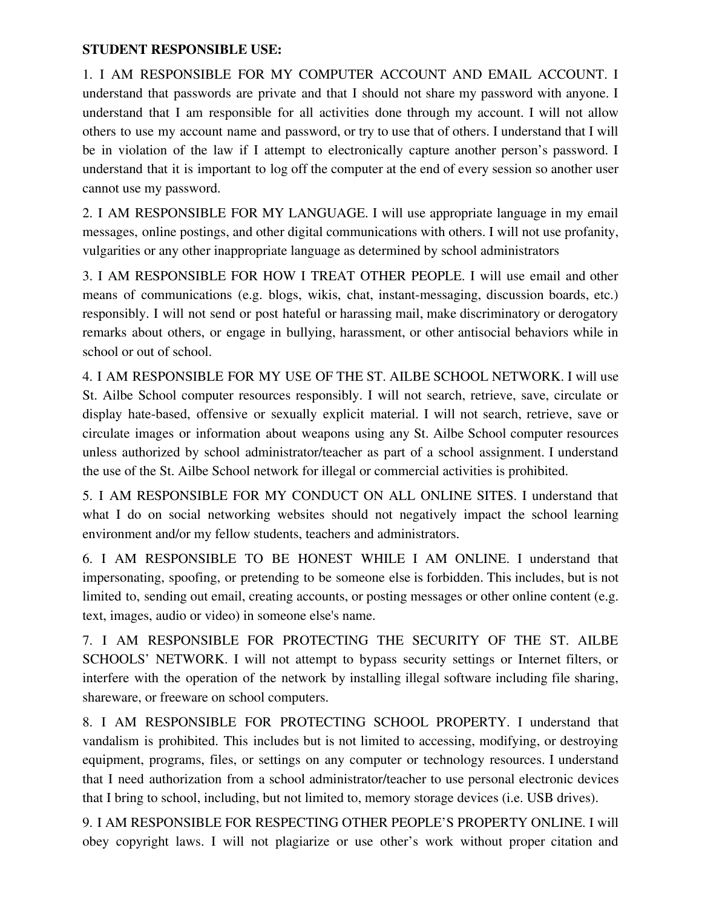**STUDENT RESPONSIBLE USE:**

1. I AM RESPONSIBLE FOR MY COMPUTER ACCOUNT AND EMAIL ACCOUNT. I understand that passwords are private and that I should not share my password with anyone. I understand that I am responsible for all activities done through my account. I will not allow others to use my account name and password, or try to use that of others. I understand that I will be in violation of the law if I attempt to electronically capture another person's password. I understand that it is important to log off the computer at the end of every session so another user cannot use my password.

2. I AM RESPONSIBLE FOR MY LANGUAGE. I will use appropriate language in my email messages, online postings, and other digital communications with others. I will not use profanity, vulgarities or any other inappropriate language as determined by school administrators

3. I AM RESPONSIBLE FOR HOW I TREAT OTHER PEOPLE. I will use email and other means of communications (e.g. blogs, wikis, chat, instant-messaging, discussion boards, etc.) responsibly. I will not send or post hateful or harassing mail, make discriminatory or derogatory remarks about others, or engage in bullying, harassment, or other antisocial behaviors while in school or out of school.

4. I AM RESPONSIBLE FOR MY USE OF THE ST. AILBE SCHOOL NETWORK. I will use St. Ailbe School computer resources responsibly. I will not search, retrieve, save, circulate or display hate-based, offensive or sexually explicit material. I will not search, retrieve, save or circulate images or information about weapons using any St. Ailbe School computer resources unless authorized by school administrator/teacher as part of a school assignment. I understand the use of the St. Ailbe School network for illegal or commercial activities is prohibited.

5. I AM RESPONSIBLE FOR MY CONDUCT ON ALL ONLINE SITES. I understand that what I do on social networking websites should not negatively impact the school learning environment and/or my fellow students, teachers and administrators.

6. I AM RESPONSIBLE TO BE HONEST WHILE I AM ONLINE. I understand that impersonating, spoofing, or pretending to be someone else is forbidden. This includes, but is not limited to, sending out email, creating accounts, or posting messages or other online content (e.g. text, images, audio or video) in someone else's name.

7. I AM RESPONSIBLE FOR PROTECTING THE SECURITY OF THE ST. AILBE SCHOOLS' NETWORK. I will not attempt to bypass security settings or Internet filters, or interfere with the operation of the network by installing illegal software including file sharing, shareware, or freeware on school computers.

8. I AM RESPONSIBLE FOR PROTECTING SCHOOL PROPERTY. I understand that vandalism is prohibited. This includes but is not limited to accessing, modifying, or destroying equipment, programs, files, or settings on any computer or technology resources. I understand that I need authorization from a school administrator/teacher to use personal electronic devices that I bring to school, including, but not limited to, memory storage devices (i.e. USB drives).

9. I AM RESPONSIBLE FOR RESPECTING OTHER PEOPLE'S PROPERTY ONLINE. I will obey copyright laws. I will not plagiarize or use other's work without proper citation and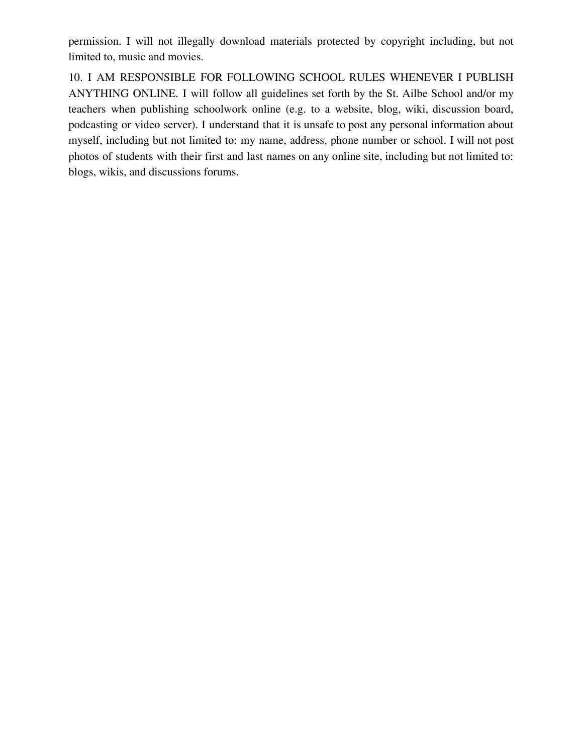permission. I will not illegally download materials protected by copyright including, but not limited to, music and movies.

10. I AM RESPONSIBLE FOR FOLLOWING SCHOOL RULES WHENEVER I PUBLISH ANYTHING ONLINE. I will follow all guidelines set forth by the St. Ailbe School and/or my teachers when publishing schoolwork online (e.g. to a website, blog, wiki, discussion board, podcasting or video server). I understand that it is unsafe to post any personal information about myself, including but not limited to: my name, address, phone number or school. I will not post photos of students with their first and last names on any online site, including but not limited to: blogs, wikis, and discussions forums.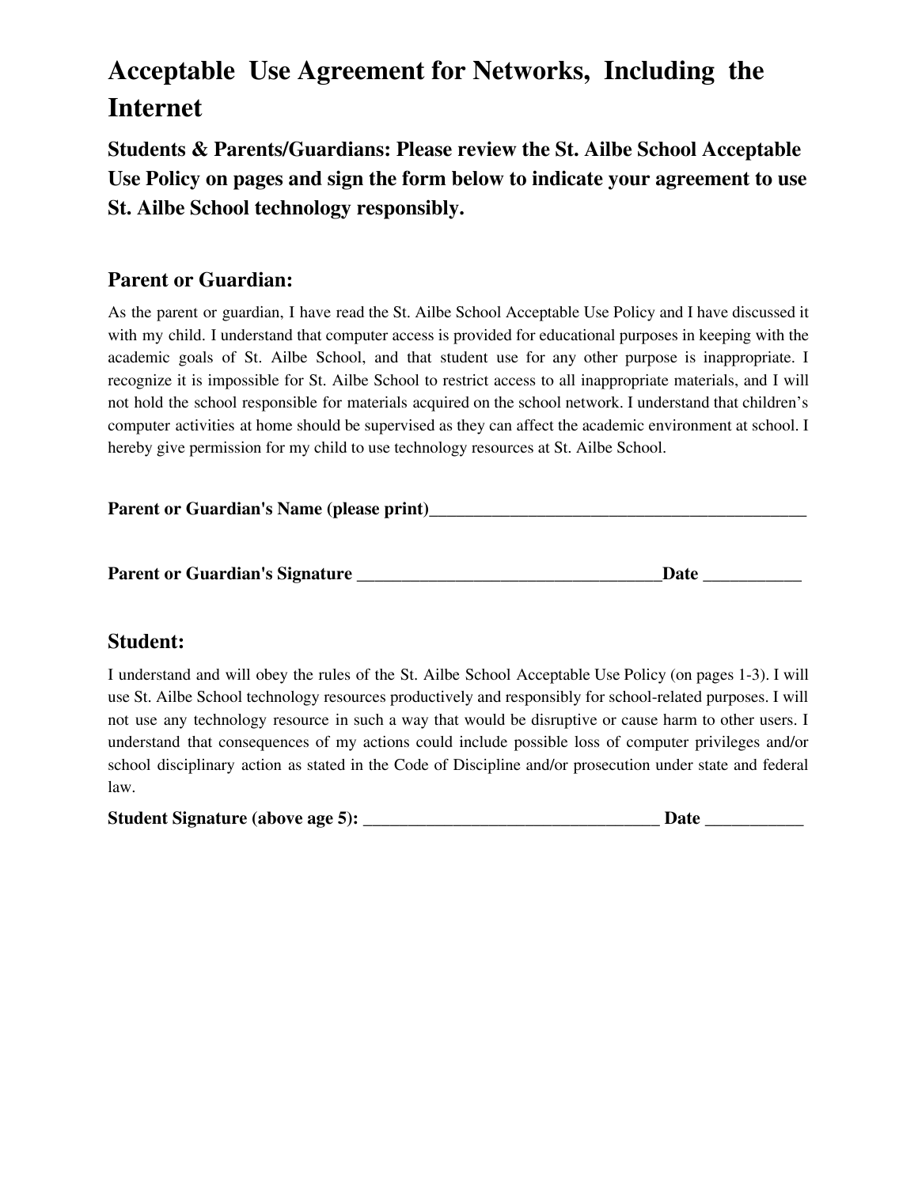# Acceptable Use Agreement for Networks, Including the Internet

**Students & Parents/Guardians: Please review the St. Ailbe School Acceptable Use Policy on pages and sign the form below to indicate your agreement to use St. Ailbe School technology responsibly.**

## Parent or Guardian:

As the parent or guardian, I have read the St. Ailbe School Acceptable Use Policy and I have discussed it with my child. I understand that computer access is provided for educational purposes in keeping with the academic goals of St. Ailbe School, and that student use for any other purpose is inappropriate. I recognize it is impossible for St. Ailbe School to restrict access to all inappropriate materials, and I will not hold the school responsible for materials acquired on the school network. I understand that children's computer activities at home should be supervised as they can affect the academic environment at school. I hereby give permission for my child to use technology resources at St. Ailbe School.

**Parent or Guardian's Name (please print)\_\_\_\_\_\_\_\_\_\_\_\_\_\_\_\_\_\_\_\_\_\_\_\_\_\_\_\_\_\_\_\_\_\_\_\_\_\_\_\_\_\_\_**

**Parent or Guardian's Signature \_\_\_\_\_\_\_\_\_\_\_\_\_\_\_\_\_\_\_\_\_\_\_\_\_\_\_\_\_\_\_\_\_\_\_Date \_\_\_\_\_\_\_\_\_\_\_**

## Student:

I understand and will obey the rules of the St. Ailbe School Acceptable Use Policy (on pages 1-3). I will use St. Ailbe School technology resources productively and responsibly for school-related purposes. I will not use any technology resource in such a way that would be disruptive or cause harm to other users. I understand that consequences of my actions could include possible loss of computer privileges and/or school disciplinary action as stated in the Code of Discipline and/or prosecution under state and federal law.

**Student Signature (above age 5): \_\_\_\_\_\_\_\_\_\_\_\_\_\_\_\_\_\_\_\_\_\_\_\_\_\_\_\_\_\_\_\_\_\_ Date \_\_\_\_\_\_\_\_\_\_\_**